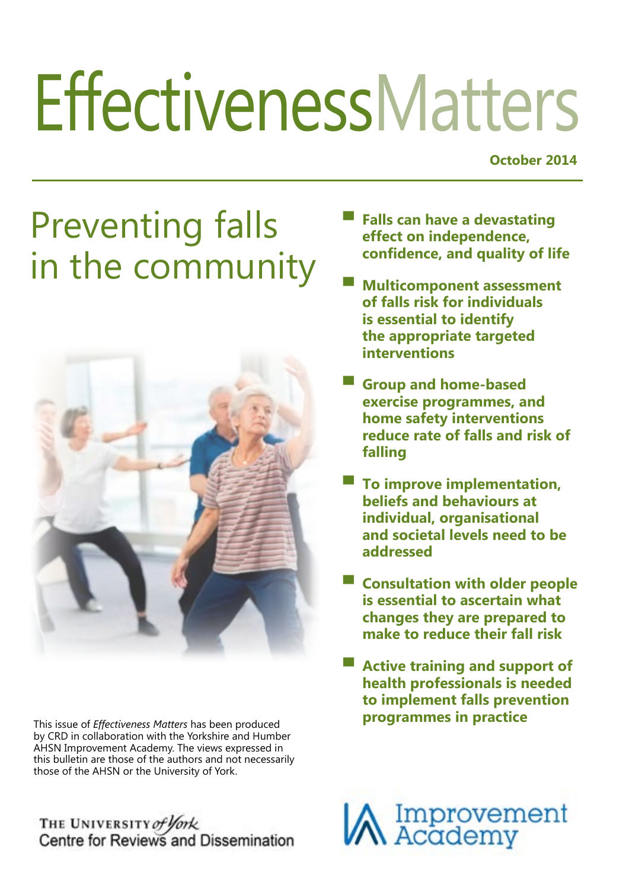# Effectiveness Matters

**October 2014**

## Preventing falls in the community

- **Falls can have a devastating effect on independence, confidence, and quality of life**
- **Multicomponent assessment of falls risk for individuals is essential to identify the appropriate targeted interventions**
- **Group and home-based exercise programmes, and home safety interventions reduce rate of falls and risk of falling**
- **To improve implementation, beliefs and behaviours at individual, organisational and societal levels need to be addressed**
- **Consultation with older people is essential to ascertain what changes they are prepared to make to reduce their fall risk**
- **Active training and support of health professionals is needed to implement falls prevention programmes in practice**

This issue of *Effectiveness Matters* has been produced by CRD in collaboration with the Yorkshire and Humber AHSN Improvement Academy. The views expressed in this bulletin are those of the authors and not necessarily those of the AHSN or the University of York.

The University of York
Centre for Reviews and Dissemination

Improvement Academy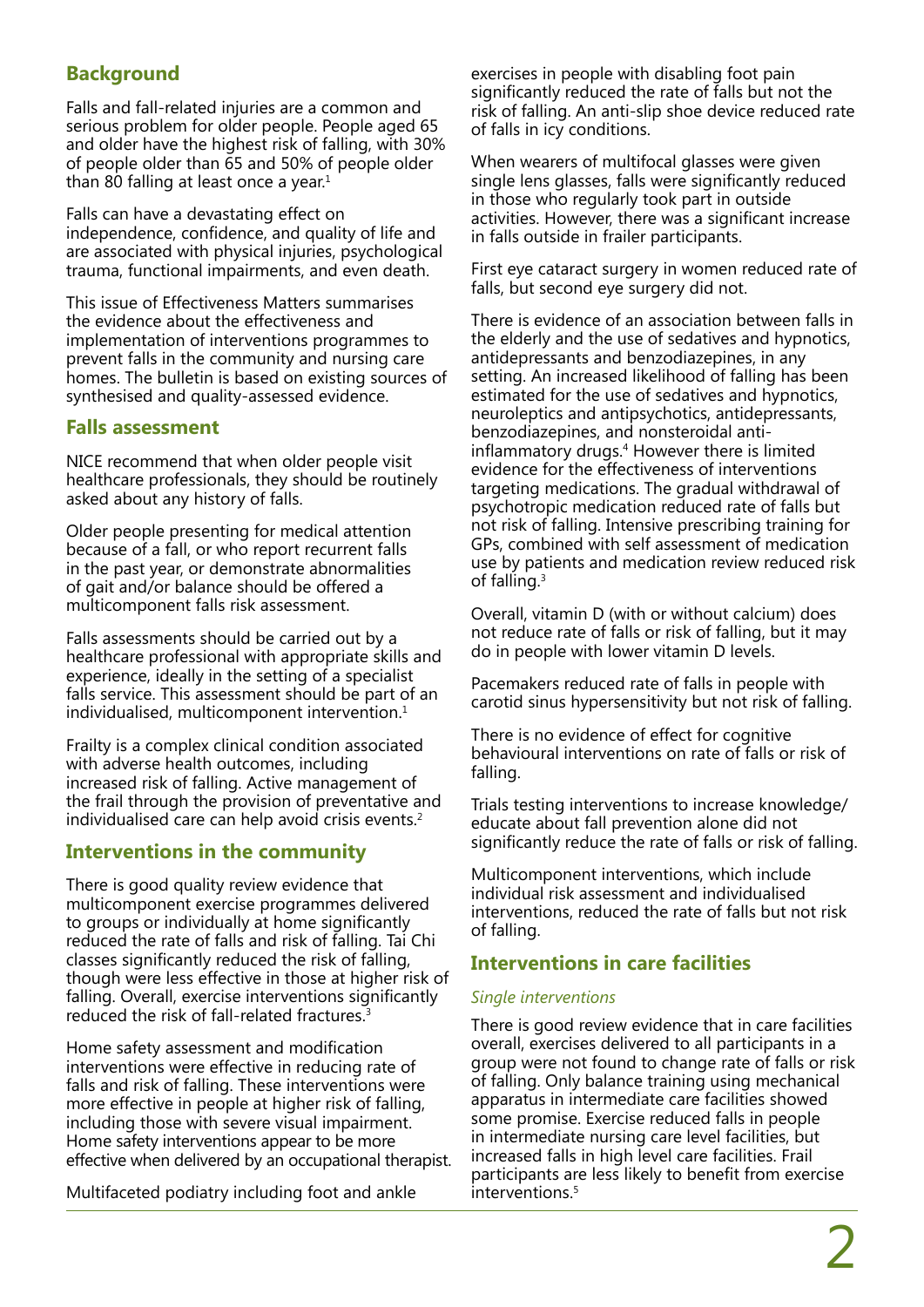## Background

Falls and fall-related injuries are a common and serious problem for older people. People aged 65 and older have the highest risk of falling, with 30% of people older than 65 and 50% of people older than 80 falling at least once a year.[1]

Falls can have a devastating effect on independence, confidence, and quality of life and are associated with physical injuries, psychological trauma, functional impairments, and even death.

This issue of Effectiveness Matters summarises the evidence about the effectiveness and implementation of interventions programmes to prevent falls in the community and nursing care homes. The bulletin is based on existing sources of synthesised and quality-assessed evidence.

## Falls assessment

NICE recommend that when older people visit healthcare professionals, they should be routinely asked about any history of falls.

Older people presenting for medical attention because of a fall, or who report recurrent falls in the past year, or demonstrate abnormalities of gait and/or balance should be offered a multicomponent falls risk assessment.

Falls assessments should be carried out by a healthcare professional with appropriate skills and experience, ideally in the setting of a specialist falls service. This assessment should be part of an individualised, multicomponent intervention.[1]

Frailty is a complex clinical condition associated with adverse health outcomes, including increased risk of falling. Active management of the frail through the provision of preventative and individualised care can help avoid crisis events.[2]

## Interventions in the community

There is good quality review evidence that multicomponent exercise programmes delivered to groups or individually at home significantly reduced the rate of falls and risk of falling. Tai Chi classes significantly reduced the risk of falling, though were less effective in those at higher risk of falling. Overall, exercise interventions significantly reduced the risk of fall-related fractures.[3]

Home safety assessment and modification interventions were effective in reducing rate of falls and risk of falling. These interventions were more effective in people at higher risk of falling, including those with severe visual impairment. Home safety interventions appear to be more effective when delivered by an occupational therapist.

Multifaceted podiatry including foot and ankle exercises in people with disabling foot pain significantly reduced the rate of falls but not the risk of falling. An anti-slip shoe device reduced rate of falls in icy conditions.

When wearers of multifocal glasses were given single lens glasses, falls were significantly reduced in those who regularly took part in outside activities. However, there was a significant increase in falls outside in frailer participants.

First eye cataract surgery in women reduced rate of falls, but second eye surgery did not.

There is evidence of an association between falls in the elderly and the use of sedatives and hypnotics, antidepressants and benzodiazepines, in any setting. An increased likelihood of falling has been estimated for the use of sedatives and hypnotics, neuroleptics and antipsychotics, antidepressants, benzodiazepines, and nonsteroidal anti-inflammatory drugs.[4] However there is limited evidence for the effectiveness of interventions targeting medications. The gradual withdrawal of psychotropic medication reduced rate of falls but not risk of falling. Intensive prescribing training for GPs, combined with self assessment of medication use by patients and medication review reduced risk of falling.[3]

Overall, vitamin D (with or without calcium) does not reduce rate of falls or risk of falling, but it may do in people with lower vitamin D levels.

Pacemakers reduced rate of falls in people with carotid sinus hypersensitivity but not risk of falling.

There is no evidence of effect for cognitive behavioural interventions on rate of falls or risk of falling.

Trials testing interventions to increase knowledge/ educate about fall prevention alone did not significantly reduce the rate of falls or risk of falling.

Multicomponent interventions, which include individual risk assessment and individualised interventions, reduced the rate of falls but not risk of falling.

## Interventions in care facilities

### *Single interventions*

There is good review evidence that in care facilities overall, exercises delivered to all participants in a group were not found to change rate of falls or risk of falling. Only balance training using mechanical apparatus in intermediate care facilities showed some promise. Exercise reduced falls in people in intermediate nursing care level facilities, but increased falls in high level care facilities. Frail participants are less likely to benefit from exercise interventions.[5]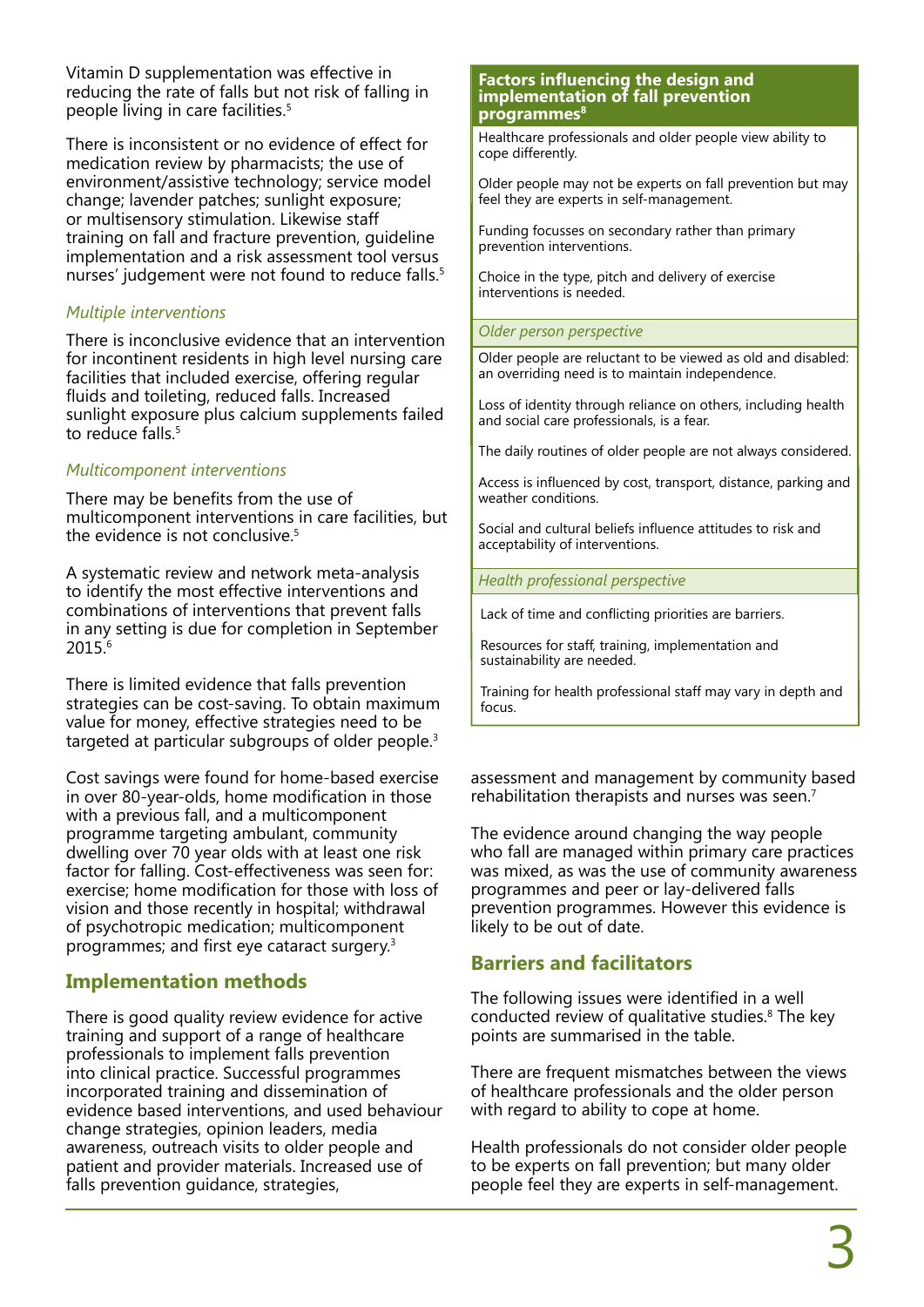Vitamin D supplementation was effective in reducing the rate of falls but not risk of falling in people living in care facilities.[5]

There is inconsistent or no evidence of effect for medication review by pharmacists; the use of environment/assistive technology; service model change; lavender patches; sunlight exposure; or multisensory stimulation. Likewise staff training on fall and fracture prevention, guideline implementation and a risk assessment tool versus nurses' judgement were not found to reduce falls.[5]

### *Multiple interventions*

There is inconclusive evidence that an intervention for incontinent residents in high level nursing care facilities that included exercise, offering regular fluids and toileting, reduced falls. Increased sunlight exposure plus calcium supplements failed to reduce falls.[5]

### *Multicomponent interventions*

There may be benefits from the use of multicomponent interventions in care facilities, but the evidence is not conclusive.[5]

A systematic review and network meta-analysis to identify the most effective interventions and combinations of interventions that prevent falls in any setting is due for completion in September 2015.[6]

There is limited evidence that falls prevention strategies can be cost-saving. To obtain maximum value for money, effective strategies need to be targeted at particular subgroups of older people.[3]

Cost savings were found for home-based exercise in over 80-year-olds, home modification in those with a previous fall, and a multicomponent programme targeting ambulant, community dwelling over 70 year olds with at least one risk factor for falling. Cost-effectiveness was seen for: exercise; home modification for those with loss of vision and those recently in hospital; withdrawal of psychotropic medication; multicomponent programmes; and first eye cataract surgery.[3]

## Implementation methods

There is good quality review evidence for active training and support of a range of healthcare professionals to implement falls prevention into clinical practice. Successful programmes incorporated training and dissemination of evidence based interventions, and used behaviour change strategies, opinion leaders, media awareness, outreach visits to older people and patient and provider materials. Increased use of falls prevention guidance, strategies, assessment and management by community based rehabilitation therapists and nurses was seen.[7]

The evidence around changing the way people who fall are managed within primary care practices was mixed, as was the use of community awareness programmes and peer or lay-delivered falls prevention programmes. However this evidence is likely to be out of date.

## Barriers and facilitators

The following issues were identified in a well conducted review of qualitative studies.[8] The key points are summarised in the table.

There are frequent mismatches between the views of healthcare professionals and the older person with regard to ability to cope at home.

Health professionals do not consider older people to be experts on fall prevention; but many older people feel they are experts in self-management.

| **Factors influencing the design and implementation of fall prevention programmes[8]** |
|---|
| Healthcare professionals and older people view ability to cope differently. |
| Older people may not be experts on fall prevention but may feel they are experts in self-management. |
| Funding focusses on secondary rather than primary prevention interventions. |
| Choice in the type, pitch and delivery of exercise interventions is needed. |
| *Older person perspective* |
| Older people are reluctant to be viewed as old and disabled: an overriding need is to maintain independence. |
| Loss of identity through reliance on others, including health and social care professionals, is a fear. |
| The daily routines of older people are not always considered. |
| Access is influenced by cost, transport, distance, parking and weather conditions. |
| Social and cultural beliefs influence attitudes to risk and acceptability of interventions. |
| *Health professional perspective* |
| Lack of time and conflicting priorities are barriers. |
| Resources for staff, training, implementation and sustainability are needed. |
| Training for health professional staff may vary in depth and focus. |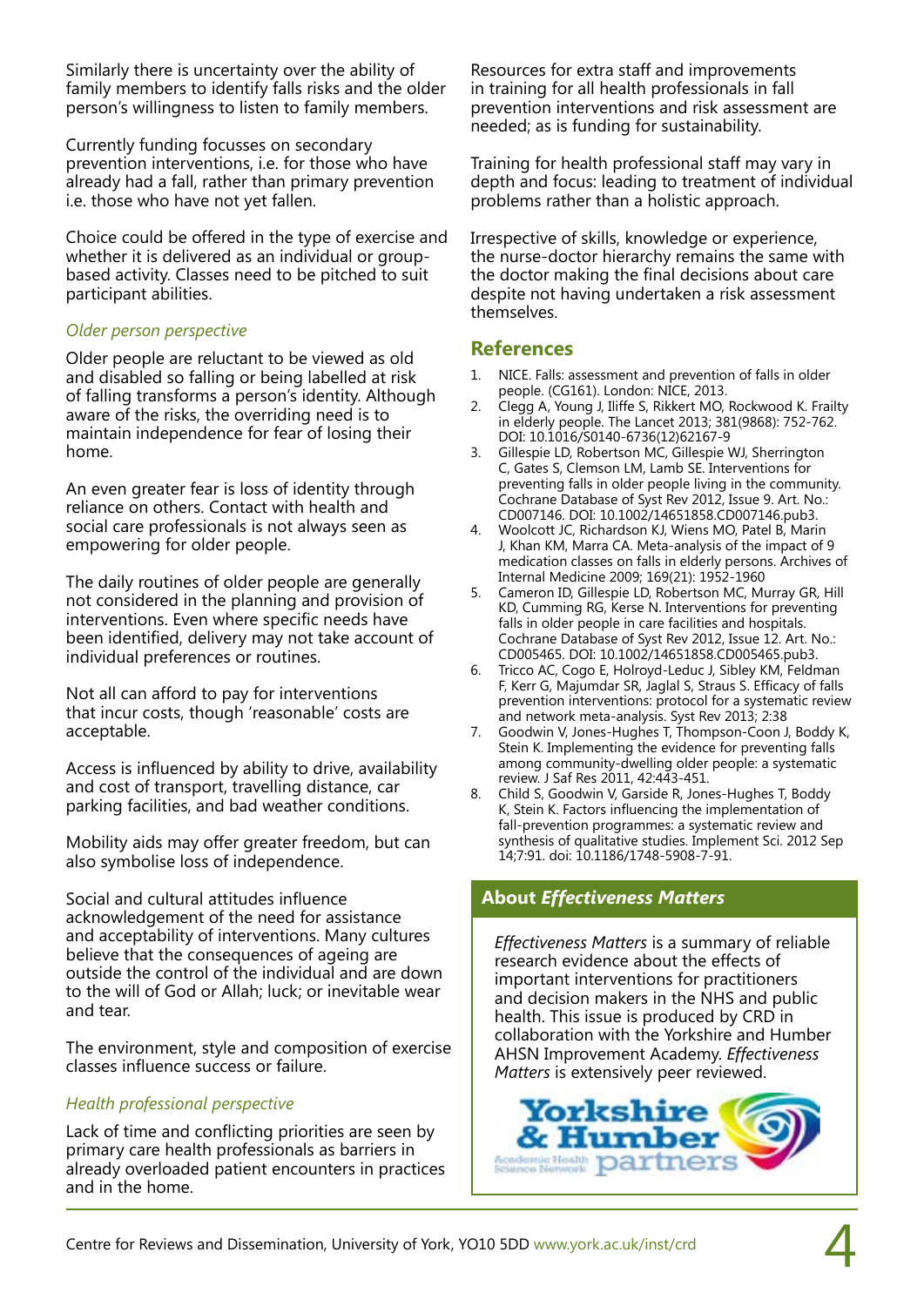Similarly there is uncertainty over the ability of family members to identify falls risks and the older person's willingness to listen to family members.

Currently funding focusses on secondary prevention interventions, i.e. for those who have already had a fall, rather than primary prevention i.e. those who have not yet fallen.

Choice could be offered in the type of exercise and whether it is delivered as an individual or group-based activity. Classes need to be pitched to suit participant abilities.

*Older person perspective*

Older people are reluctant to be viewed as old and disabled so falling or being labelled at risk of falling transforms a person's identity. Although aware of the risks, the overriding need is to maintain independence for fear of losing their home.

An even greater fear is loss of identity through reliance on others. Contact with health and social care professionals is not always seen as empowering for older people.

The daily routines of older people are generally not considered in the planning and provision of interventions. Even where specific needs have been identified, delivery may not take account of individual preferences or routines.

Not all can afford to pay for interventions that incur costs, though 'reasonable' costs are acceptable.

Access is influenced by ability to drive, availability and cost of transport, travelling distance, car parking facilities, and bad weather conditions.

Mobility aids may offer greater freedom, but can also symbolise loss of independence.

Social and cultural attitudes influence acknowledgement of the need for assistance and acceptability of interventions. Many cultures believe that the consequences of ageing are outside the control of the individual and are down to the will of God or Allah; luck; or inevitable wear and tear.

The environment, style and composition of exercise classes influence success or failure.

*Health professional perspective*

Lack of time and conflicting priorities are seen by primary care health professionals as barriers in already overloaded patient encounters in practices and in the home.

Resources for extra staff and improvements in training for all health professionals in fall prevention interventions and risk assessment are needed; as is funding for sustainability.

Training for health professional staff may vary in depth and focus: leading to treatment of individual problems rather than a holistic approach.

Irrespective of skills, knowledge or experience, the nurse-doctor hierarchy remains the same with the doctor making the final decisions about care despite not having undertaken a risk assessment themselves.

## References

1. NICE. Falls: assessment and prevention of falls in older people. (CG161). London: NICE, 2013.
2. Clegg A, Young J, Iliffe S, Rikkert MO, Rockwood K. Frailty in elderly people. The Lancet 2013; 381(9868): 752-762. DOI: 10.1016/S0140-6736(12)62167-9
3. Gillespie LD, Robertson MC, Gillespie WJ, Sherrington C, Gates S, Clemson LM, Lamb SE. Interventions for preventing falls in older people living in the community. Cochrane Database of Syst Rev 2012, Issue 9. Art. No.: CD007146. DOI: 10.1002/14651858.CD007146.pub3.
4. Woolcott JC, Richardson KJ, Wiens MO, Patel B, Marin J, Khan KM, Marra CA. Meta-analysis of the impact of 9 medication classes on falls in elderly persons. Archives of Internal Medicine 2009; 169(21): 1952-1960
5. Cameron ID, Gillespie LD, Robertson MC, Murray GR, Hill KD, Cumming RG, Kerse N. Interventions for preventing falls in older people in care facilities and hospitals. Cochrane Database of Syst Rev 2012, Issue 12. Art. No.: CD005465. DOI: 10.1002/14651858.CD005465.pub3.
6. Tricco AC, Cogo E, Holroyd-Leduc J, Sibley KM, Feldman F, Kerr G, Majumdar SR, Jaglal S, Straus S. Efficacy of falls prevention interventions: protocol for a systematic review and network meta-analysis. Syst Rev 2013; 2:38
7. Goodwin V, Jones-Hughes T, Thompson-Coon J, Boddy K, Stein K. Implementing the evidence for preventing falls among community-dwelling older people: a systematic review. J Saf Res 2011, 42:443-451.
8. Child S, Goodwin V, Garside R, Jones-Hughes T, Boddy K, Stein K. Factors influencing the implementation of fall-prevention programmes: a systematic review and synthesis of qualitative studies. Implement Sci. 2012 Sep 14;7:91. doi: 10.1186/1748-5908-7-91.

## About *Effectiveness Matters*

*Effectiveness Matters* is a summary of reliable research evidence about the effects of important interventions for practitioners and decision makers in the NHS and public health. This issue is produced by CRD in collaboration with the Yorkshire and Humber AHSN Improvement Academy. *Effectiveness Matters* is extensively peer reviewed.

Yorkshire & Humber Academic Health Science Network partners

Centre for Reviews and Dissemination, University of York, YO10 5DD www.york.ac.uk/inst/crd